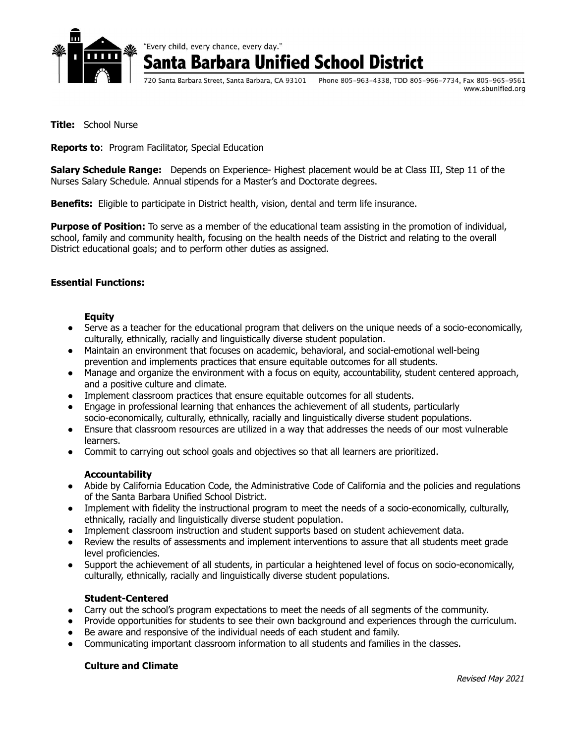"Every child, every chance, every day."

# Santa Barbara Unified School District

720 Santa Barbara Street, Santa Barbara, CA 93101 Phone 805-963-4338, TDD 805-966-7734, Fax 805-965-9561
www.sbunified.org

**Title:** School Nurse

**Reports to**: Program Facilitator, Special Education

**Salary Schedule Range:** Depends on Experience- Highest placement would be at Class III, Step 11 of the Nurses Salary Schedule. Annual stipends for a Master's and Doctorate degrees.

**Benefits:** Eligible to participate in District health, vision, dental and term life insurance.

**Purpose of Position:** To serve as a member of the educational team assisting in the promotion of individual, school, family and community health, focusing on the health needs of the District and relating to the overall District educational goals; and to perform other duties as assigned.

**Essential Functions:**

**Equity**

- Serve as a teacher for the educational program that delivers on the unique needs of a socio-economically, culturally, ethnically, racially and linguistically diverse student population.
- Maintain an environment that focuses on academic, behavioral, and social-emotional well-being prevention and implements practices that ensure equitable outcomes for all students.
- Manage and organize the environment with a focus on equity, accountability, student centered approach, and a positive culture and climate.
- Implement classroom practices that ensure equitable outcomes for all students.
- Engage in professional learning that enhances the achievement of all students, particularly socio-economically, culturally, ethnically, racially and linguistically diverse student populations.
- Ensure that classroom resources are utilized in a way that addresses the needs of our most vulnerable learners.
- Commit to carrying out school goals and objectives so that all learners are prioritized.

**Accountability**

- Abide by California Education Code, the Administrative Code of California and the policies and regulations of the Santa Barbara Unified School District.
- Implement with fidelity the instructional program to meet the needs of a socio-economically, culturally, ethnically, racially and linguistically diverse student population.
- Implement classroom instruction and student supports based on student achievement data.
- Review the results of assessments and implement interventions to assure that all students meet grade level proficiencies.
- Support the achievement of all students, in particular a heightened level of focus on socio-economically, culturally, ethnically, racially and linguistically diverse student populations.

**Student-Centered**

- Carry out the school's program expectations to meet the needs of all segments of the community.
- Provide opportunities for students to see their own background and experiences through the curriculum.
- Be aware and responsive of the individual needs of each student and family.
- Communicating important classroom information to all students and families in the classes.

**Culture and Climate**

*Revised May 2021*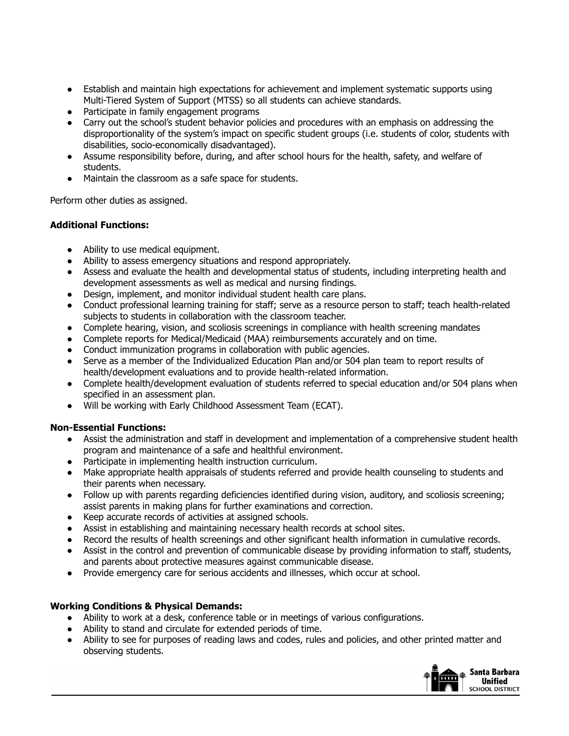- Establish and maintain high expectations for achievement and implement systematic supports using Multi-Tiered System of Support (MTSS) so all students can achieve standards.
- Participate in family engagement programs
- Carry out the school's student behavior policies and procedures with an emphasis on addressing the disproportionality of the system's impact on specific student groups (i.e. students of color, students with disabilities, socio-economically disadvantaged).
- Assume responsibility before, during, and after school hours for the health, safety, and welfare of students.
- Maintain the classroom as a safe space for students.

Perform other duties as assigned.

**Additional Functions:**

- Ability to use medical equipment.
- Ability to assess emergency situations and respond appropriately.
- Assess and evaluate the health and developmental status of students, including interpreting health and development assessments as well as medical and nursing findings.
- Design, implement, and monitor individual student health care plans.
- Conduct professional learning training for staff; serve as a resource person to staff; teach health-related subjects to students in collaboration with the classroom teacher.
- Complete hearing, vision, and scoliosis screenings in compliance with health screening mandates
- Complete reports for Medical/Medicaid (MAA) reimbursements accurately and on time.
- Conduct immunization programs in collaboration with public agencies.
- Serve as a member of the Individualized Education Plan and/or 504 plan team to report results of health/development evaluations and to provide health-related information.
- Complete health/development evaluation of students referred to special education and/or 504 plans when specified in an assessment plan.
- Will be working with Early Childhood Assessment Team (ECAT).

**Non-Essential Functions:**

- Assist the administration and staff in development and implementation of a comprehensive student health program and maintenance of a safe and healthful environment.
- Participate in implementing health instruction curriculum.
- Make appropriate health appraisals of students referred and provide health counseling to students and their parents when necessary.
- Follow up with parents regarding deficiencies identified during vision, auditory, and scoliosis screening; assist parents in making plans for further examinations and correction.
- Keep accurate records of activities at assigned schools.
- Assist in establishing and maintaining necessary health records at school sites.
- Record the results of health screenings and other significant health information in cumulative records.
- Assist in the control and prevention of communicable disease by providing information to staff, students, and parents about protective measures against communicable disease.
- Provide emergency care for serious accidents and illnesses, which occur at school.

**Working Conditions & Physical Demands:**

- Ability to work at a desk, conference table or in meetings of various configurations.
- Ability to stand and circulate for extended periods of time.
- Ability to see for purposes of reading laws and codes, rules and policies, and other printed matter and observing students.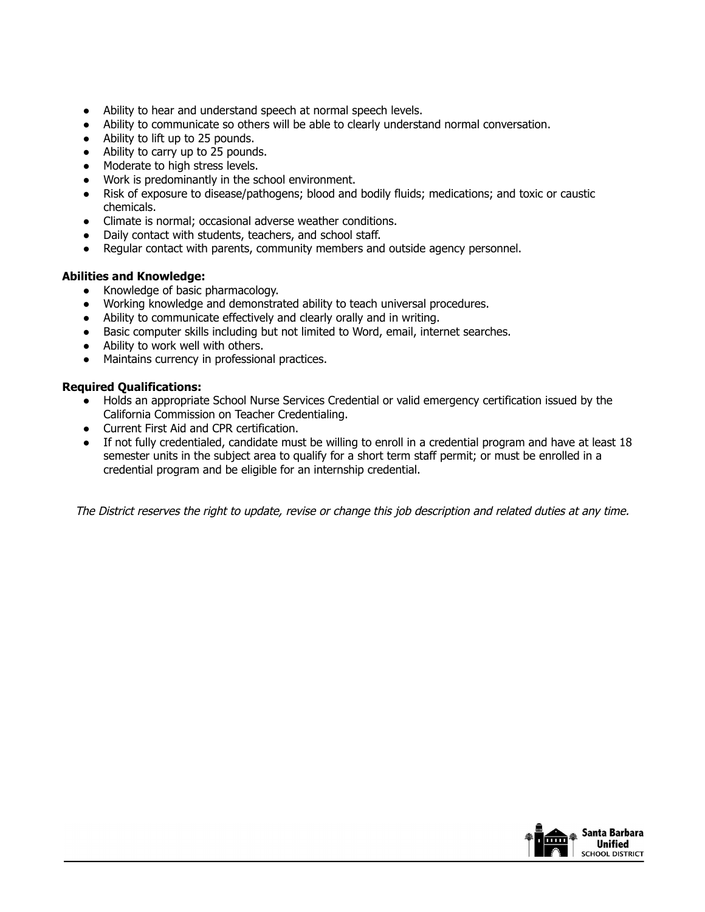- Ability to hear and understand speech at normal speech levels.
- Ability to communicate so others will be able to clearly understand normal conversation.
- Ability to lift up to 25 pounds.
- Ability to carry up to 25 pounds.
- Moderate to high stress levels.
- Work is predominantly in the school environment.
- Risk of exposure to disease/pathogens; blood and bodily fluids; medications; and toxic or caustic chemicals.
- Climate is normal; occasional adverse weather conditions.
- Daily contact with students, teachers, and school staff.
- Regular contact with parents, community members and outside agency personnel.

**Abilities and Knowledge:**
- Knowledge of basic pharmacology.
- Working knowledge and demonstrated ability to teach universal procedures.
- Ability to communicate effectively and clearly orally and in writing.
- Basic computer skills including but not limited to Word, email, internet searches.
- Ability to work well with others.
- Maintains currency in professional practices.

**Required Qualifications:**
- Holds an appropriate School Nurse Services Credential or valid emergency certification issued by the California Commission on Teacher Credentialing.
- Current First Aid and CPR certification.
- If not fully credentialed, candidate must be willing to enroll in a credential program and have at least 18 semester units in the subject area to qualify for a short term staff permit; or must be enrolled in a credential program and be eligible for an internship credential.

*The District reserves the right to update, revise or change this job description and related duties at any time.*